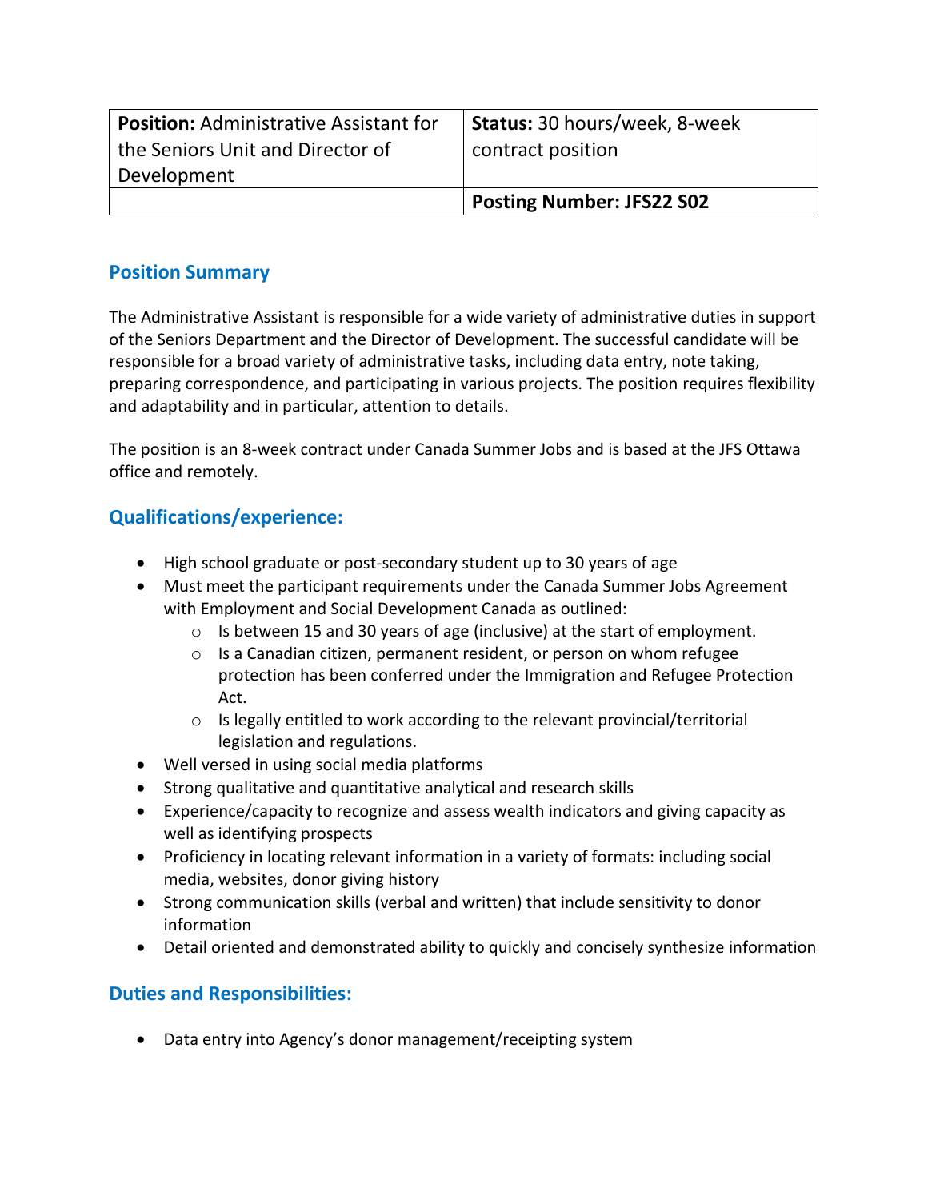| **Position:** Administrative Assistant for the Seniors Unit and Director of Development | **Status:** 30 hours/week, 8-week contract position |
| --- | --- |
| | **Posting Number: JFS22 S02** |

## Position Summary

The Administrative Assistant is responsible for a wide variety of administrative duties in support of the Seniors Department and the Director of Development. The successful candidate will be responsible for a broad variety of administrative tasks, including data entry, note taking, preparing correspondence, and participating in various projects. The position requires flexibility and adaptability and in particular, attention to details.

The position is an 8-week contract under Canada Summer Jobs and is based at the JFS Ottawa office and remotely.

## Qualifications/experience:

- High school graduate or post-secondary student up to 30 years of age
- Must meet the participant requirements under the Canada Summer Jobs Agreement with Employment and Social Development Canada as outlined:
  - Is between 15 and 30 years of age (inclusive) at the start of employment.
  - Is a Canadian citizen, permanent resident, or person on whom refugee protection has been conferred under the Immigration and Refugee Protection Act.
  - Is legally entitled to work according to the relevant provincial/territorial legislation and regulations.
- Well versed in using social media platforms
- Strong qualitative and quantitative analytical and research skills
- Experience/capacity to recognize and assess wealth indicators and giving capacity as well as identifying prospects
- Proficiency in locating relevant information in a variety of formats: including social media, websites, donor giving history
- Strong communication skills (verbal and written) that include sensitivity to donor information
- Detail oriented and demonstrated ability to quickly and concisely synthesize information

## Duties and Responsibilities:

- Data entry into Agency's donor management/receipting system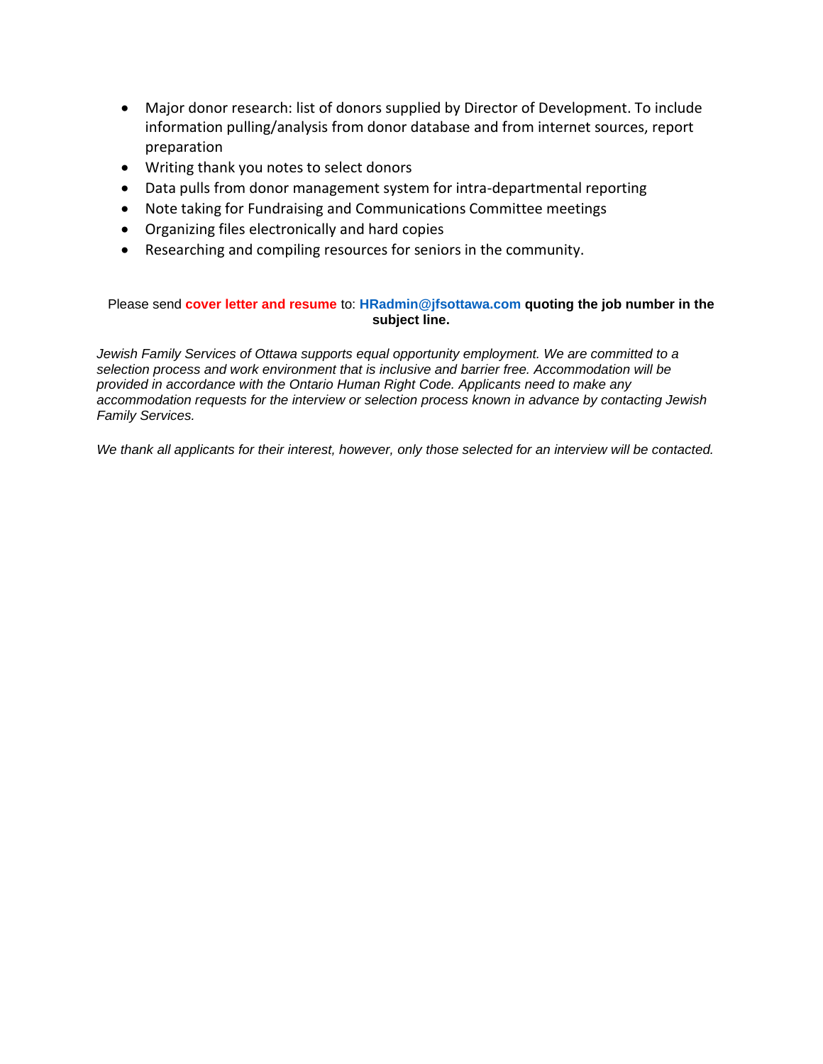- Major donor research: list of donors supplied by Director of Development. To include information pulling/analysis from donor database and from internet sources, report preparation
- Writing thank you notes to select donors
- Data pulls from donor management system for intra-departmental reporting
- Note taking for Fundraising and Communications Committee meetings
- Organizing files electronically and hard copies
- Researching and compiling resources for seniors in the community.

Please send **cover letter and resume** to: **HRadmin@jfsottawa.com** **quoting the job number in the subject line.**

*Jewish Family Services of Ottawa supports equal opportunity employment. We are committed to a selection process and work environment that is inclusive and barrier free. Accommodation will be provided in accordance with the Ontario Human Right Code. Applicants need to make any accommodation requests for the interview or selection process known in advance by contacting Jewish Family Services.*

*We thank all applicants for their interest, however, only those selected for an interview will be contacted.*